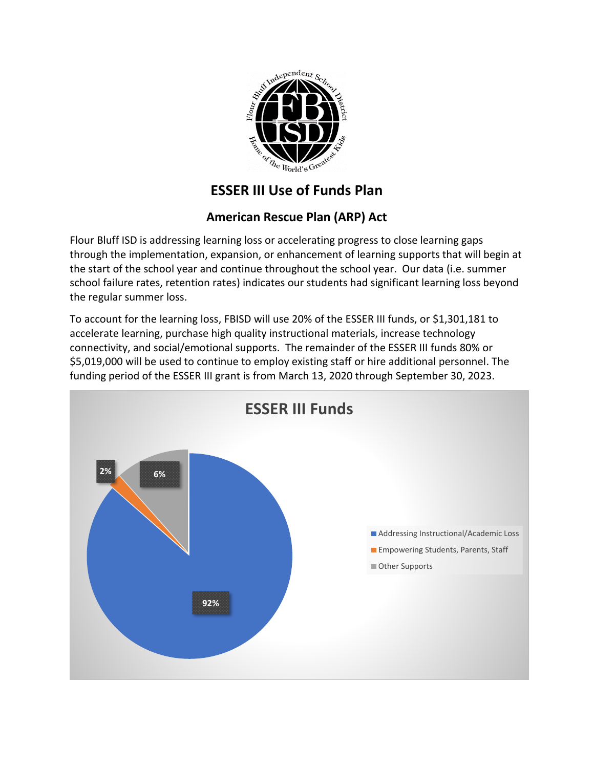# ESSER III Use of Funds Plan

## American Rescue Plan (ARP) Act

Flour Bluff ISD is addressing learning loss or accelerating progress to close learning gaps through the implementation, expansion, or enhancement of learning supports that will begin at the start of the school year and continue throughout the school year. Our data (i.e. summer school failure rates, retention rates) indicates our students had significant learning loss beyond the regular summer loss.

To account for the learning loss, FBISD will use 20% of the ESSER III funds, or $1,301,181 to accelerate learning, purchase high quality instructional materials, increase technology connectivity, and social/emotional supports. The remainder of the ESSER III funds 80% or $5,019,000 will be used to continue to employ existing staff or hire additional personnel. The funding period of the ESSER III grant is from March 13, 2020 through September 30, 2023.

**ESSER III Funds**

| Category | Percentage |
|---|---|
| Addressing Instructional/Academic Loss | 92% |
| Empowering Students, Parents, Staff | 2% |
| Other Supports | 6% |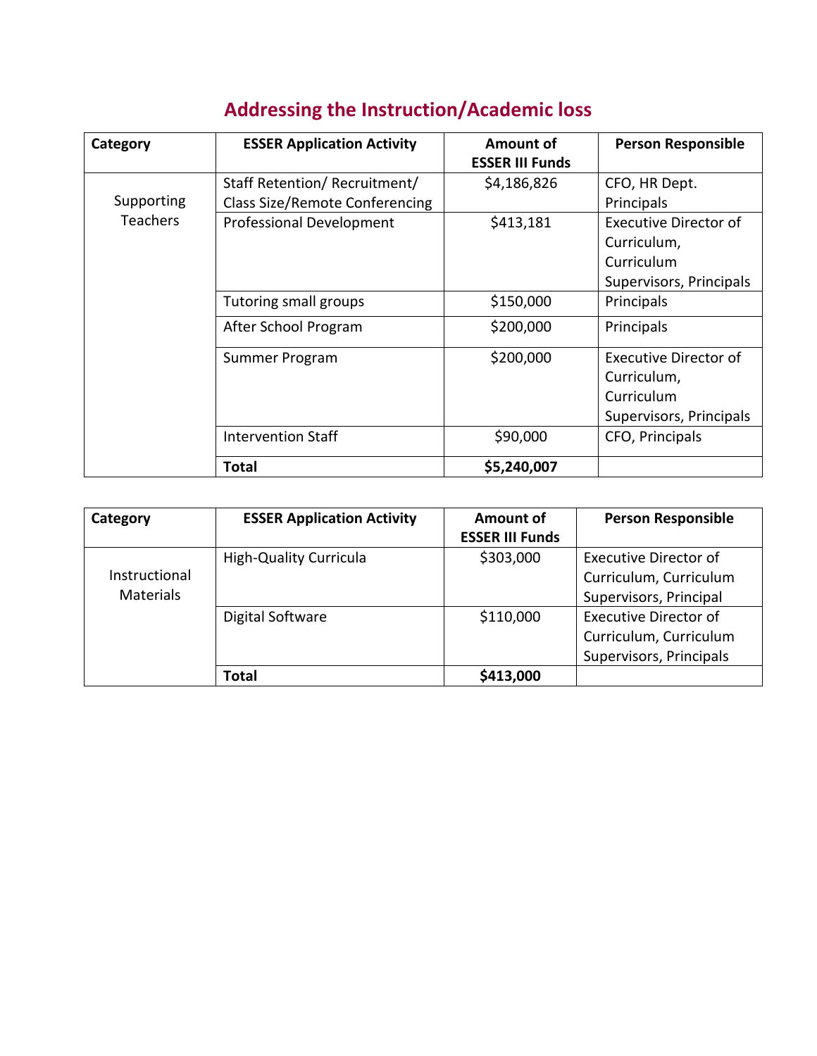## Addressing the Instruction/Academic loss

| Category | ESSER Application Activity | Amount of ESSER III Funds | Person Responsible |
|---|---|---|---|
| Supporting Teachers | Staff Retention/ Recruitment/ Class Size/Remote Conferencing | $4,186,826 | CFO, HR Dept. Principals |
| | Professional Development | $413,181 | Executive Director of Curriculum, Curriculum Supervisors, Principals |
| | Tutoring small groups | $150,000 | Principals |
| | After School Program | $200,000 | Principals |
| | Summer Program | $200,000 | Executive Director of Curriculum, Curriculum Supervisors, Principals |
| | Intervention Staff | $90,000 | CFO, Principals |
| | **Total** | **$5,240,007** | |

| Category | ESSER Application Activity | Amount of ESSER III Funds | Person Responsible |
|---|---|---|---|
| Instructional Materials | High-Quality Curricula | $303,000 | Executive Director of Curriculum, Curriculum Supervisors, Principal |
| | Digital Software | $110,000 | Executive Director of Curriculum, Curriculum Supervisors, Principals |
| | **Total** | **$413,000** | |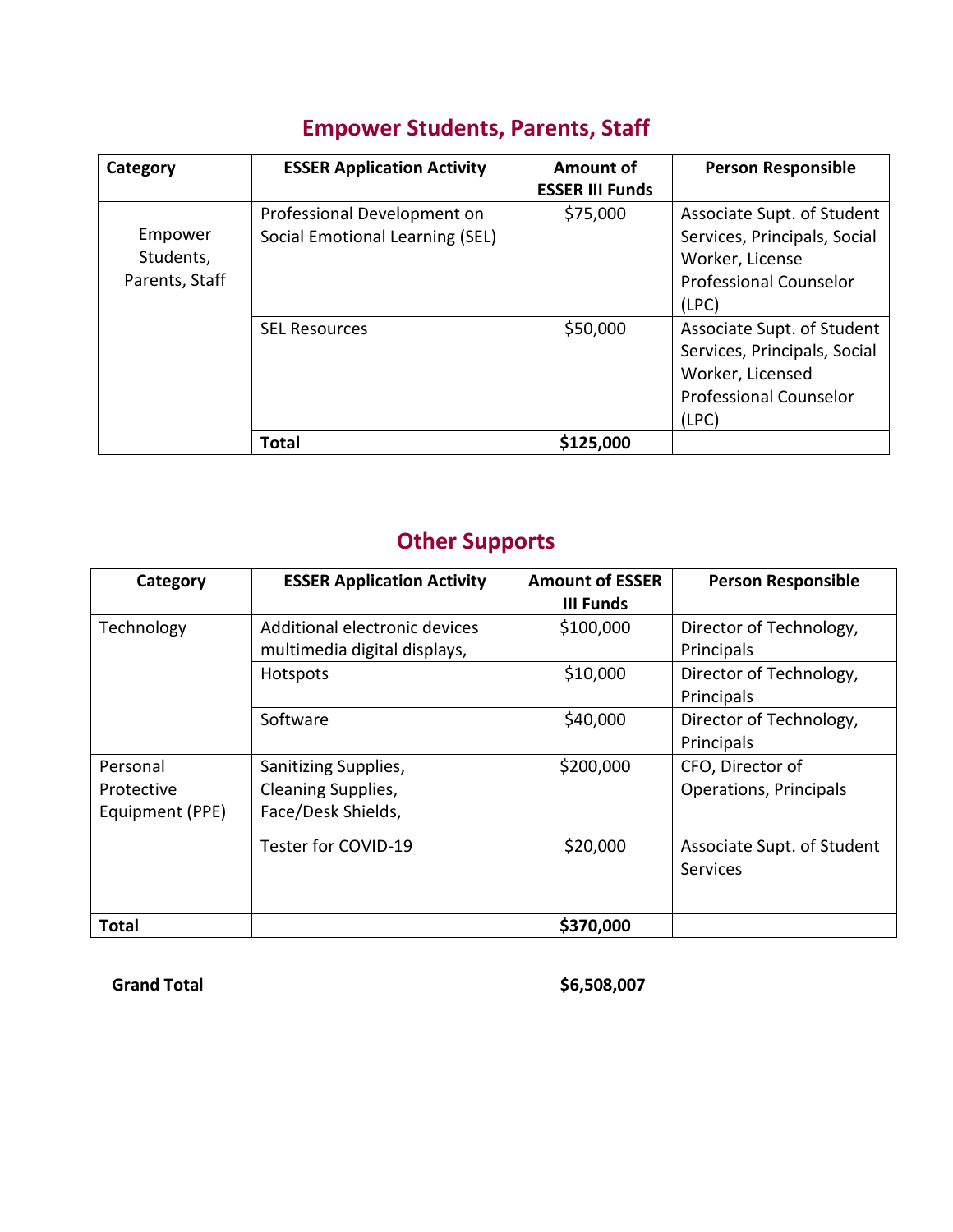## Empower Students, Parents, Staff

| Category | ESSER Application Activity | Amount of ESSER III Funds | Person Responsible |
|---|---|---|---|
| Empower Students, Parents, Staff | Professional Development on Social Emotional Learning (SEL) | $75,000 | Associate Supt. of Student Services, Principals, Social Worker, License Professional Counselor (LPC) |
| | SEL Resources | $50,000 | Associate Supt. of Student Services, Principals, Social Worker, Licensed Professional Counselor (LPC) |
| | **Total** | **$125,000** | |

## Other Supports

| Category | ESSER Application Activity | Amount of ESSER III Funds | Person Responsible |
|---|---|---|---|
| Technology | Additional electronic devices multimedia digital displays, | $100,000 | Director of Technology, Principals |
| | Hotspots | $10,000 | Director of Technology, Principals |
| | Software | $40,000 | Director of Technology, Principals |
| Personal Protective Equipment (PPE) | Sanitizing Supplies, Cleaning Supplies, Face/Desk Shields, | $200,000 | CFO, Director of Operations, Principals |
| | Tester for COVID-19 | $20,000 | Associate Supt. of Student Services |
| **Total** | | **$370,000** | |

**Grand Total** **$6,508,007**